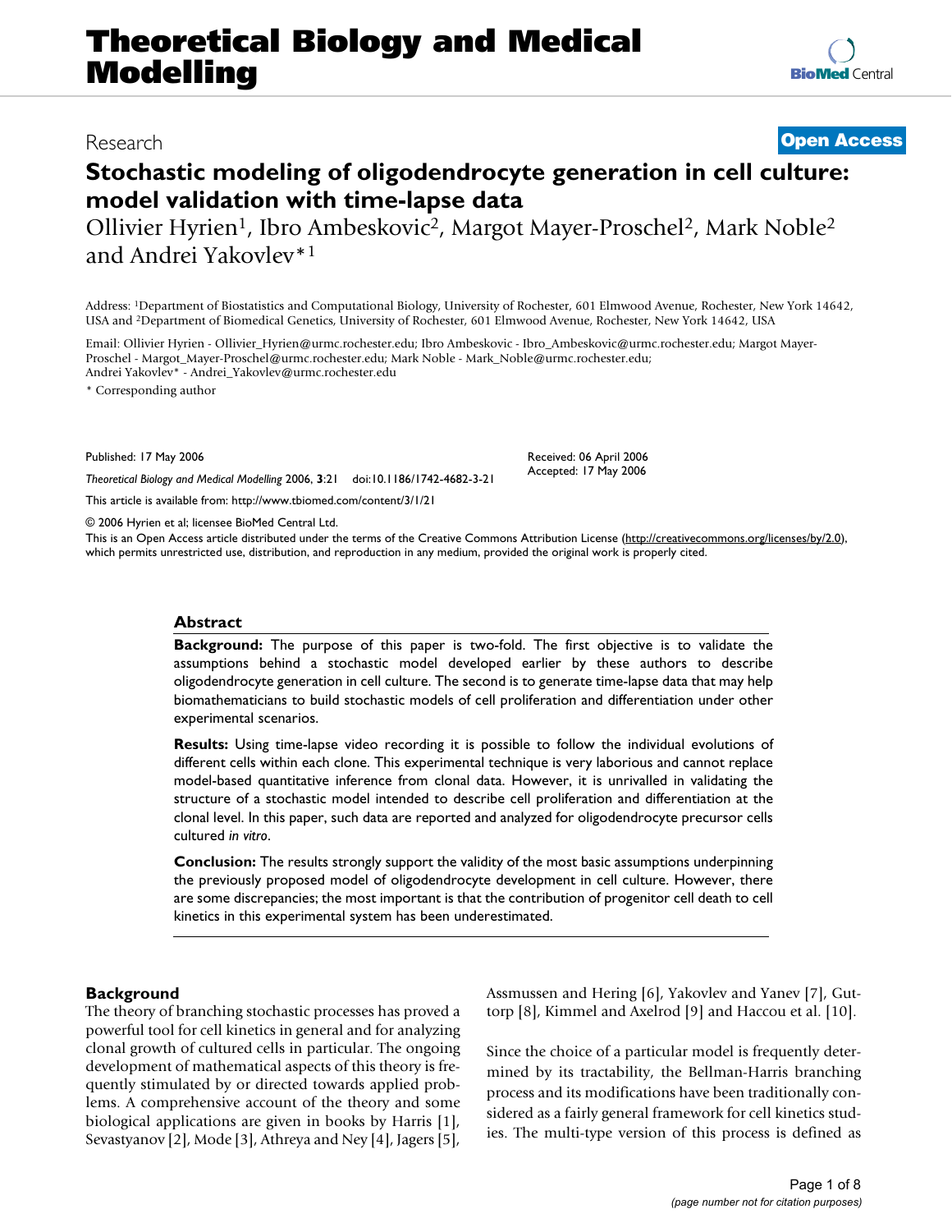Research

**Open Access**

# Stochastic modeling of oligodendrocyte generation in cell culture: model validation with time-lapse data

Ollivier Hyrien[1], Ibro Ambeskovic[2], Margot Mayer-Proschel[2], Mark Noble[2] and Andrei Yakovlev*[1]

Address: [1]Department of Biostatistics and Computational Biology, University of Rochester, 601 Elmwood Avenue, Rochester, New York 14642, USA and [2]Department of Biomedical Genetics, University of Rochester, 601 Elmwood Avenue, Rochester, New York 14642, USA

Email: Ollivier Hyrien - Ollivier_Hyrien@urmc.rochester.edu; Ibro Ambeskovic - Ibro_Ambeskovic@urmc.rochester.edu; Margot Mayer-Proschel - Margot_Mayer-Proschel@urmc.rochester.edu; Mark Noble - Mark_Noble@urmc.rochester.edu; Andrei Yakovlev* - Andrei_Yakovlev@urmc.rochester.edu

* Corresponding author

Published: 17 May 2006

*Theoretical Biology and Medical Modelling* 2006, **3**:21 doi:10.1186/1742-4682-3-21

Received: 06 April 2006
Accepted: 17 May 2006

This article is available from: http://www.tbiomed.com/content/3/1/21

© 2006 Hyrien et al; licensee BioMed Central Ltd.

This is an Open Access article distributed under the terms of the Creative Commons Attribution License (http://creativecommons.org/licenses/by/2.0), which permits unrestricted use, distribution, and reproduction in any medium, provided the original work is properly cited.

## Abstract

**Background:** The purpose of this paper is two-fold. The first objective is to validate the assumptions behind a stochastic model developed earlier by these authors to describe oligodendrocyte generation in cell culture. The second is to generate time-lapse data that may help biomathematicians to build stochastic models of cell proliferation and differentiation under other experimental scenarios.

**Results:** Using time-lapse video recording it is possible to follow the individual evolutions of different cells within each clone. This experimental technique is very laborious and cannot replace model-based quantitative inference from clonal data. However, it is unrivalled in validating the structure of a stochastic model intended to describe cell proliferation and differentiation at the clonal level. In this paper, such data are reported and analyzed for oligodendrocyte precursor cells cultured *in vitro*.

**Conclusion:** The results strongly support the validity of the most basic assumptions underpinning the previously proposed model of oligodendrocyte development in cell culture. However, there are some discrepancies; the most important is that the contribution of progenitor cell death to cell kinetics in this experimental system has been underestimated.

## Background

The theory of branching stochastic processes has proved a powerful tool for cell kinetics in general and for analyzing clonal growth of cultured cells in particular. The ongoing development of mathematical aspects of this theory is frequently stimulated by or directed towards applied problems. A comprehensive account of the theory and some biological applications are given in books by Harris [1], Sevastyanov [2], Mode [3], Athreya and Ney [4], Jagers [5], Assmussen and Hering [6], Yakovlev and Yanev [7], Guttorp [8], Kimmel and Axelrod [9] and Haccou et al. [10].

Since the choice of a particular model is frequently determined by its tractability, the Bellman-Harris branching process and its modifications have been traditionally considered as a fairly general framework for cell kinetics studies. The multi-type version of this process is defined as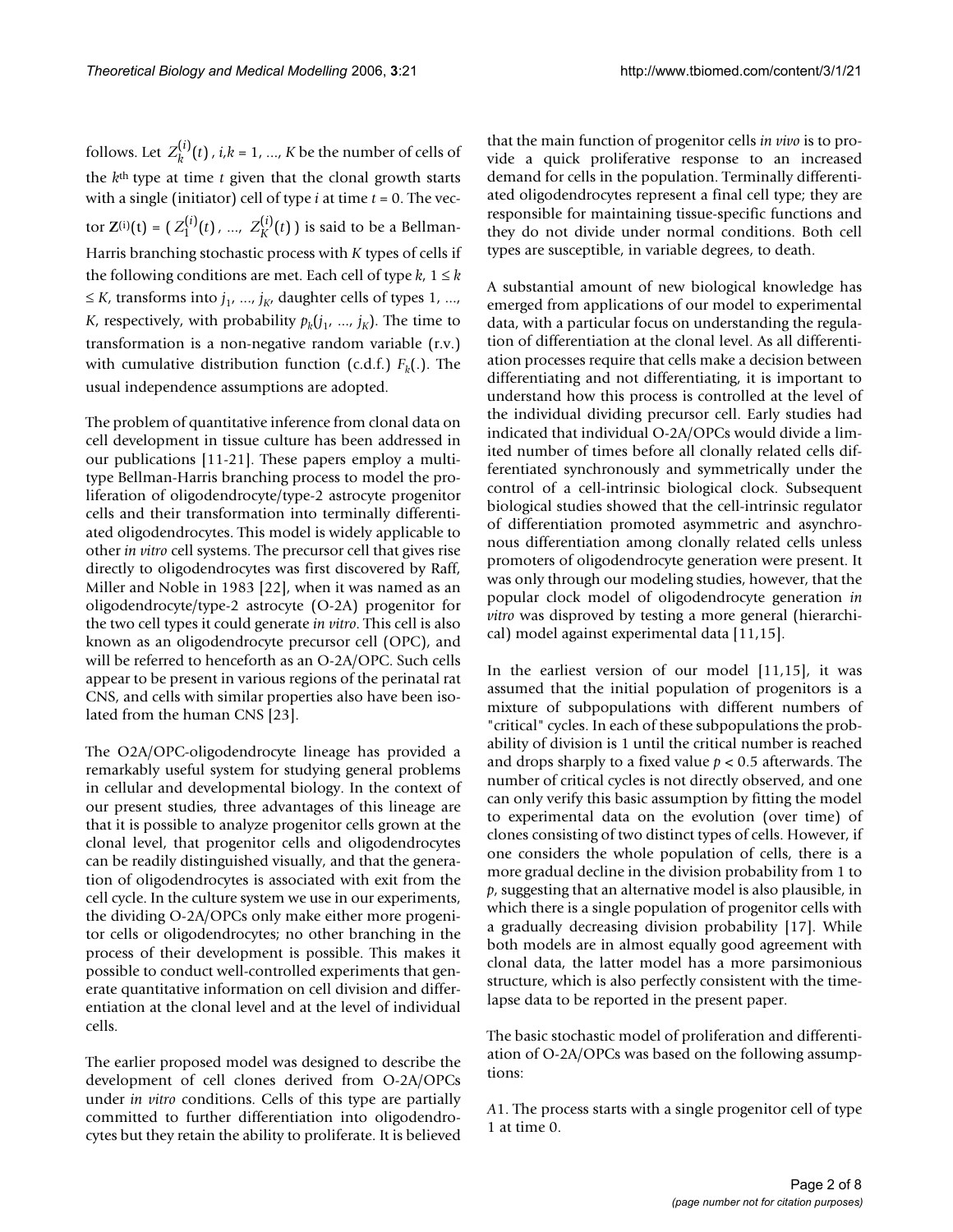follows. Let $Z_k^{(i)}(t)$, $i,k = 1, ..., K$ be the number of cells of the $k$th type at time $t$ given that the clonal growth starts with a single (initiator) cell of type $i$ at time $t = 0$. The vector $\mathbf{Z}^{(i)}(t) = (Z_1^{(i)}(t), ..., Z_K^{(i)}(t))$ is said to be a Bellman-Harris branching stochastic process with $K$ types of cells if the following conditions are met. Each cell of type $k$, $1 \leq k \leq K$, transforms into $j_1, ..., j_K$, daughter cells of types 1, ..., $K$, respectively, with probability $p_k(j_1, ..., j_K)$. The time to transformation is a non-negative random variable (r.v.) with cumulative distribution function (c.d.f.) $F_k(.)$. The usual independence assumptions are adopted.

The problem of quantitative inference from clonal data on cell development in tissue culture has been addressed in our publications [11-21]. These papers employ a multi-type Bellman-Harris branching process to model the proliferation of oligodendrocyte/type-2 astrocyte progenitor cells and their transformation into terminally differentiated oligodendrocytes. This model is widely applicable to other *in vitro* cell systems. The precursor cell that gives rise directly to oligodendrocytes was first discovered by Raff, Miller and Noble in 1983 [22], when it was named as an oligodendrocyte/type-2 astrocyte (O-2A) progenitor for the two cell types it could generate *in vitro*. This cell is also known as an oligodendrocyte precursor cell (OPC), and will be referred to henceforth as an O-2A/OPC. Such cells appear to be present in various regions of the perinatal rat CNS, and cells with similar properties also have been isolated from the human CNS [23].

The O2A/OPC-oligodendrocyte lineage has provided a remarkably useful system for studying general problems in cellular and developmental biology. In the context of our present studies, three advantages of this lineage are that it is possible to analyze progenitor cells grown at the clonal level, that progenitor cells and oligodendrocytes can be readily distinguished visually, and that the generation of oligodendrocytes is associated with exit from the cell cycle. In the culture system we use in our experiments, the dividing O-2A/OPCs only make either more progenitor cells or oligodendrocytes; no other branching in the process of their development is possible. This makes it possible to conduct well-controlled experiments that generate quantitative information on cell division and differentiation at the clonal level and at the level of individual cells.

The earlier proposed model was designed to describe the development of cell clones derived from O-2A/OPCs under *in vitro* conditions. Cells of this type are partially committed to further differentiation into oligodendrocytes but they retain the ability to proliferate. It is believed that the main function of progenitor cells *in vivo* is to provide a quick proliferative response to an increased demand for cells in the population. Terminally differentiated oligodendrocytes represent a final cell type; they are responsible for maintaining tissue-specific functions and they do not divide under normal conditions. Both cell types are susceptible, in variable degrees, to death.

A substantial amount of new biological knowledge has emerged from applications of our model to experimental data, with a particular focus on understanding the regulation of differentiation at the clonal level. As all differentiation processes require that cells make a decision between differentiating and not differentiating, it is important to understand how this process is controlled at the level of the individual dividing precursor cell. Early studies had indicated that individual O-2A/OPCs would divide a limited number of times before all clonally related cells differentiated synchronously and symmetrically under the control of a cell-intrinsic biological clock. Subsequent biological studies showed that the cell-intrinsic regulator of differentiation promoted asymmetric and asynchronous differentiation among clonally related cells unless promoters of oligodendrocyte generation were present. It was only through our modeling studies, however, that the popular clock model of oligodendrocyte generation *in vitro* was disproved by testing a more general (hierarchical) model against experimental data [11,15].

In the earliest version of our model [11,15], it was assumed that the initial population of progenitors is a mixture of subpopulations with different numbers of "critical" cycles. In each of these subpopulations the probability of division is 1 until the critical number is reached and drops sharply to a fixed value $p < 0.5$ afterwards. The number of critical cycles is not directly observed, and one can only verify this basic assumption by fitting the model to experimental data on the evolution (over time) of clones consisting of two distinct types of cells. However, if one considers the whole population of cells, there is a more gradual decline in the division probability from 1 to $p$, suggesting that an alternative model is also plausible, in which there is a single population of progenitor cells with a gradually decreasing division probability [17]. While both models are in almost equally good agreement with clonal data, the latter model has a more parsimonious structure, which is also perfectly consistent with the time-lapse data to be reported in the present paper.

The basic stochastic model of proliferation and differentiation of O-2A/OPCs was based on the following assumptions:

*A*1. The process starts with a single progenitor cell of type 1 at time 0.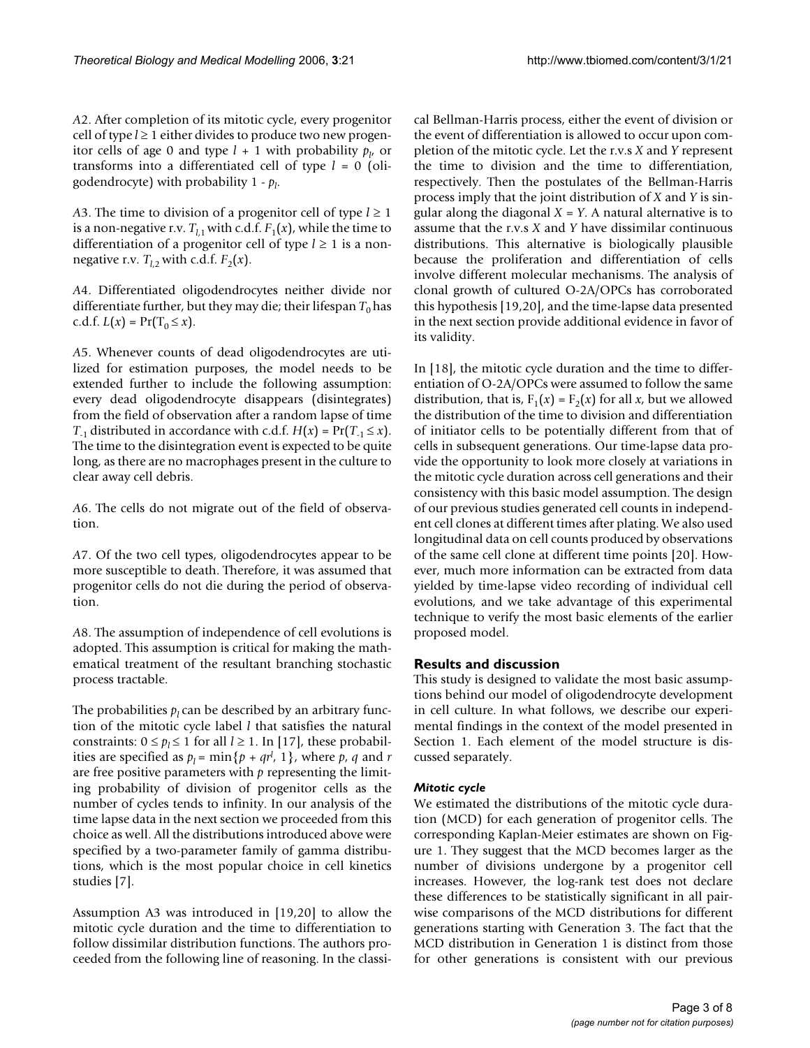*A*2. After completion of its mitotic cycle, every progenitor cell of type $l \geq 1$ either divides to produce two new progenitor cells of age 0 and type $l + 1$ with probability $p_l$, or transforms into a differentiated cell of type $l = 0$ (oligodendrocyte) with probability $1 - p_l$.

*A*3. The time to division of a progenitor cell of type $l \geq 1$ is a non-negative r.v. $T_{l,1}$ with c.d.f. $F_1(x)$, while the time to differentiation of a progenitor cell of type $l \geq 1$ is a non-negative r.v. $T_{l,2}$ with c.d.f. $F_2(x)$.

*A*4. Differentiated oligodendrocytes neither divide nor differentiate further, but they may die; their lifespan $T_0$ has c.d.f. $L(x) = \Pr(T_0 \leq x)$.

*A*5. Whenever counts of dead oligodendrocytes are utilized for estimation purposes, the model needs to be extended further to include the following assumption: every dead oligodendrocyte disappears (disintegrates) from the field of observation after a random lapse of time $T_{-1}$ distributed in accordance with c.d.f. $H(x) = \Pr(T_{-1} \leq x)$. The time to the disintegration event is expected to be quite long, as there are no macrophages present in the culture to clear away cell debris.

*A*6. The cells do not migrate out of the field of observation.

*A*7. Of the two cell types, oligodendrocytes appear to be more susceptible to death. Therefore, it was assumed that progenitor cells do not die during the period of observation.

*A*8. The assumption of independence of cell evolutions is adopted. This assumption is critical for making the mathematical treatment of the resultant branching stochastic process tractable.

The probabilities $p_l$ can be described by an arbitrary function of the mitotic cycle label $l$ that satisfies the natural constraints: $0 \leq p_l \leq 1$ for all $l \geq 1$. In [17], these probabilities are specified as $p_l = \min\{p + qr^l, 1\}$, where $p$, $q$ and $r$ are free positive parameters with $p$ representing the limiting probability of division of progenitor cells as the number of cycles tends to infinity. In our analysis of the time lapse data in the next section we proceeded from this choice as well. All the distributions introduced above were specified by a two-parameter family of gamma distributions, which is the most popular choice in cell kinetics studies [7].

Assumption A3 was introduced in [19,20] to allow the mitotic cycle duration and the time to differentiation to follow dissimilar distribution functions. The authors proceeded from the following line of reasoning. In the classical Bellman-Harris process, either the event of division or the event of differentiation is allowed to occur upon completion of the mitotic cycle. Let the r.v.s $X$ and $Y$ represent the time to division and the time to differentiation, respectively. Then the postulates of the Bellman-Harris process imply that the joint distribution of $X$ and $Y$ is singular along the diagonal $X = Y$. A natural alternative is to assume that the r.v.s $X$ and $Y$ have dissimilar continuous distributions. This alternative is biologically plausible because the proliferation and differentiation of cells involve different molecular mechanisms. The analysis of clonal growth of cultured O-2A/OPCs has corroborated this hypothesis [19,20], and the time-lapse data presented in the next section provide additional evidence in favor of its validity.

In [18], the mitotic cycle duration and the time to differentiation of O-2A/OPCs were assumed to follow the same distribution, that is, $F_1(x) = F_2(x)$ for all $x$, but we allowed the distribution of the time to division and differentiation of initiator cells to be potentially different from that of cells in subsequent generations. Our time-lapse data provide the opportunity to look more closely at variations in the mitotic cycle duration across cell generations and their consistency with this basic model assumption. The design of our previous studies generated cell counts in independent cell clones at different times after plating. We also used longitudinal data on cell counts produced by observations of the same cell clone at different time points [20]. However, much more information can be extracted from data yielded by time-lapse video recording of individual cell evolutions, and we take advantage of this experimental technique to verify the most basic elements of the earlier proposed model.

## Results and discussion

This study is designed to validate the most basic assumptions behind our model of oligodendrocyte development in cell culture. In what follows, we describe our experimental findings in the context of the model presented in Section 1. Each element of the model structure is discussed separately.

### *Mitotic cycle*

We estimated the distributions of the mitotic cycle duration (MCD) for each generation of progenitor cells. The corresponding Kaplan-Meier estimates are shown on Figure 1. They suggest that the MCD becomes larger as the number of divisions undergone by a progenitor cell increases. However, the log-rank test does not declare these differences to be statistically significant in all pairwise comparisons of the MCD distributions for different generations starting with Generation 3. The fact that the MCD distribution in Generation 1 is distinct from those for other generations is consistent with our previous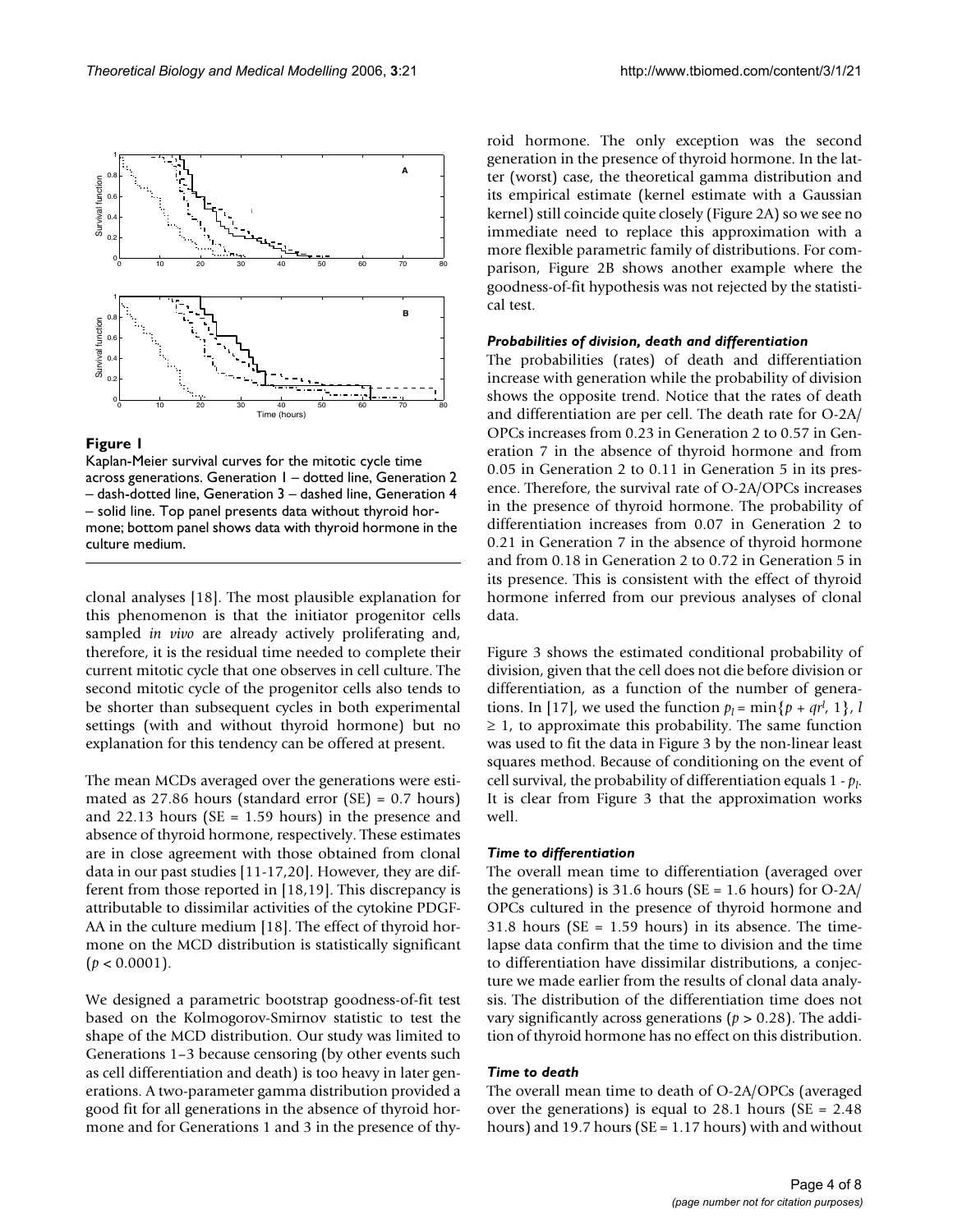**Figure 1**

Kaplan-Meier survival curves for the mitotic cycle time across generations. Generation 1 – dotted line, Generation 2 – dash-dotted line, Generation 3 – dashed line, Generation 4 – solid line. Top panel presents data without thyroid hormone; bottom panel shows data with thyroid hormone in the culture medium.

clonal analyses [18]. The most plausible explanation for this phenomenon is that the initiator progenitor cells sampled *in vivo* are already actively proliferating and, therefore, it is the residual time needed to complete their current mitotic cycle that one observes in cell culture. The second mitotic cycle of the progenitor cells also tends to be shorter than subsequent cycles in both experimental settings (with and without thyroid hormone) but no explanation for this tendency can be offered at present.

The mean MCDs averaged over the generations were estimated as 27.86 hours (standard error (SE) = 0.7 hours) and 22.13 hours (SE = 1.59 hours) in the presence and absence of thyroid hormone, respectively. These estimates are in close agreement with those obtained from clonal data in our past studies [11-17,20]. However, they are different from those reported in [18,19]. This discrepancy is attributable to dissimilar activities of the cytokine PDGF-AA in the culture medium [18]. The effect of thyroid hormone on the MCD distribution is statistically significant ($p < 0.0001$).

We designed a parametric bootstrap goodness-of-fit test based on the Kolmogorov-Smirnov statistic to test the shape of the MCD distribution. Our study was limited to Generations 1–3 because censoring (by other events such as cell differentiation and death) is too heavy in later generations. A two-parameter gamma distribution provided a good fit for all generations in the absence of thyroid hormone and for Generations 1 and 3 in the presence of thyroid hormone. The only exception was the second generation in the presence of thyroid hormone. In the latter (worst) case, the theoretical gamma distribution and its empirical estimate (kernel estimate with a Gaussian kernel) still coincide quite closely (Figure 2A) so we see no immediate need to replace this approximation with a more flexible parametric family of distributions. For comparison, Figure 2B shows another example where the goodness-of-fit hypothesis was not rejected by the statistical test.

### *Probabilities of division, death and differentiation*

The probabilities (rates) of death and differentiation increase with generation while the probability of division shows the opposite trend. Notice that the rates of death and differentiation are per cell. The death rate for O-2A/OPCs increases from 0.23 in Generation 2 to 0.57 in Generation 7 in the absence of thyroid hormone and from 0.05 in Generation 2 to 0.11 in Generation 5 in its presence. Therefore, the survival rate of O-2A/OPCs increases in the presence of thyroid hormone. The probability of differentiation increases from 0.07 in Generation 2 to 0.21 in Generation 7 in the absence of thyroid hormone and from 0.18 in Generation 2 to 0.72 in Generation 5 in its presence. This is consistent with the effect of thyroid hormone inferred from our previous analyses of clonal data.

Figure 3 shows the estimated conditional probability of division, given that the cell does not die before division or differentiation, as a function of the number of generations. In [17], we used the function $p_l = \min\{p + qr^l, 1\}$, $l \geq 1$, to approximate this probability. The same function was used to fit the data in Figure 3 by the non-linear least squares method. Because of conditioning on the event of cell survival, the probability of differentiation equals $1 - p_l$. It is clear from Figure 3 that the approximation works well.

### *Time to differentiation*

The overall mean time to differentiation (averaged over the generations) is 31.6 hours (SE = 1.6 hours) for O-2A/OPCs cultured in the presence of thyroid hormone and 31.8 hours (SE = 1.59 hours) in its absence. The time-lapse data confirm that the time to division and the time to differentiation have dissimilar distributions, a conjecture we made earlier from the results of clonal data analysis. The distribution of the differentiation time does not vary significantly across generations ($p > 0.28$). The addition of thyroid hormone has no effect on this distribution.

### *Time to death*

The overall mean time to death of O-2A/OPCs (averaged over the generations) is equal to 28.1 hours (SE = 2.48 hours) and 19.7 hours (SE = 1.17 hours) with and without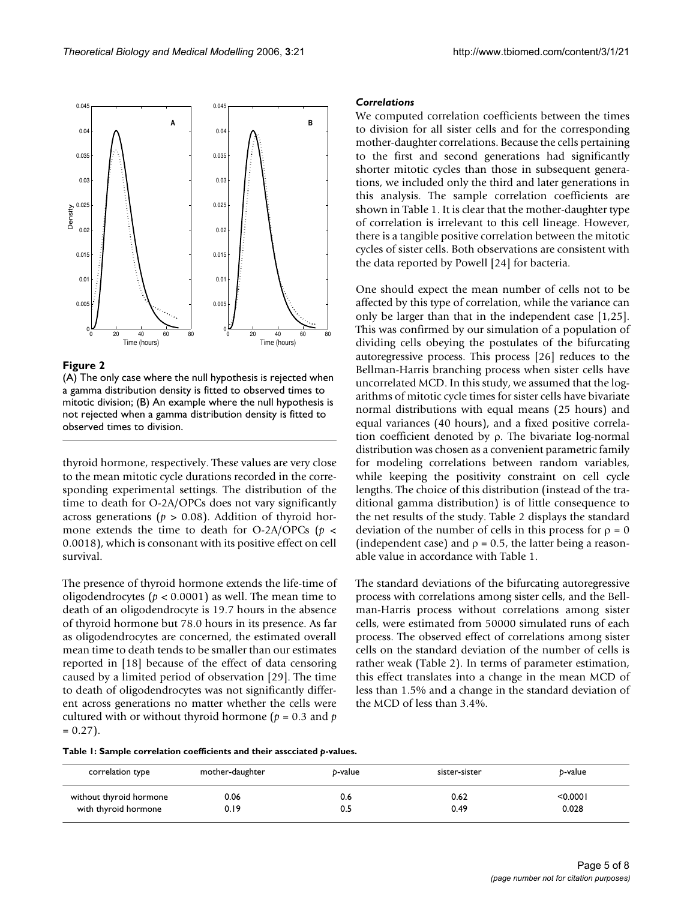**Figure 2**

(A) The only case where the null hypothesis is rejected when a gamma distribution density is fitted to observed times to mitotic division; (B) An example where the null hypothesis is not rejected when a gamma distribution density is fitted to observed times to division.

thyroid hormone, respectively. These values are very close to the mean mitotic cycle durations recorded in the corresponding experimental settings. The distribution of the time to death for O-2A/OPCs does not vary significantly across generations ($p > 0.08$). Addition of thyroid hormone extends the time to death for O-2A/OPCs ($p < 0.0018$), which is consonant with its positive effect on cell survival.

The presence of thyroid hormone extends the life-time of oligodendrocytes ($p < 0.0001$) as well. The mean time to death of an oligodendrocyte is 19.7 hours in the absence of thyroid hormone but 78.0 hours in its presence. As far as oligodendrocytes are concerned, the estimated overall mean time to death tends to be smaller than our estimates reported in [18] because of the effect of data censoring caused by a limited period of observation [29]. The time to death of oligodendrocytes was not significantly different across generations no matter whether the cells were cultured with or without thyroid hormone ($p = 0.3$ and $p = 0.27$).

### *Correlations*

We computed correlation coefficients between the times to division for all sister cells and for the corresponding mother-daughter correlations. Because the cells pertaining to the first and second generations had significantly shorter mitotic cycles than those in subsequent generations, we included only the third and later generations in this analysis. The sample correlation coefficients are shown in Table 1. It is clear that the mother-daughter type of correlation is irrelevant to this cell lineage. However, there is a tangible positive correlation between the mitotic cycles of sister cells. Both observations are consistent with the data reported by Powell [24] for bacteria.

One should expect the mean number of cells not to be affected by this type of correlation, while the variance can only be larger than that in the independent case [1,25]. This was confirmed by our simulation of a population of dividing cells obeying the postulates of the bifurcating autoregressive process. This process [26] reduces to the Bellman-Harris branching process when sister cells have uncorrelated MCD. In this study, we assumed that the logarithms of mitotic cycle times for sister cells have bivariate normal distributions with equal means (25 hours) and equal variances (40 hours), and a fixed positive correlation coefficient denoted by $\rho$. The bivariate log-normal distribution was chosen as a convenient parametric family for modeling correlations between random variables, while keeping the positivity constraint on cell cycle lengths. The choice of this distribution (instead of the traditional gamma distribution) is of little consequence to the net results of the study. Table 2 displays the standard deviation of the number of cells in this process for $\rho = 0$ (independent case) and $\rho = 0.5$, the latter being a reasonable value in accordance with Table 1.

The standard deviations of the bifurcating autoregressive process with correlations among sister cells, and the Bellman-Harris process without correlations among sister cells, were estimated from 50000 simulated runs of each process. The observed effect of correlations among sister cells on the standard deviation of the number of cells is rather weak (Table 2). In terms of parameter estimation, this effect translates into a change in the mean MCD of less than 1.5% and a change in the standard deviation of the MCD of less than 3.4%.

**Table 1: Sample correlation coefficients and their asscciated *p*-values.**

| correlation type | mother-daughter | *p*-value | sister-sister | *p*-value |
|---|---|---|---|---|
| without thyroid hormone | 0.06 | 0.6 | 0.62 | <0.0001 |
| with thyroid hormone | 0.19 | 0.5 | 0.49 | 0.028 |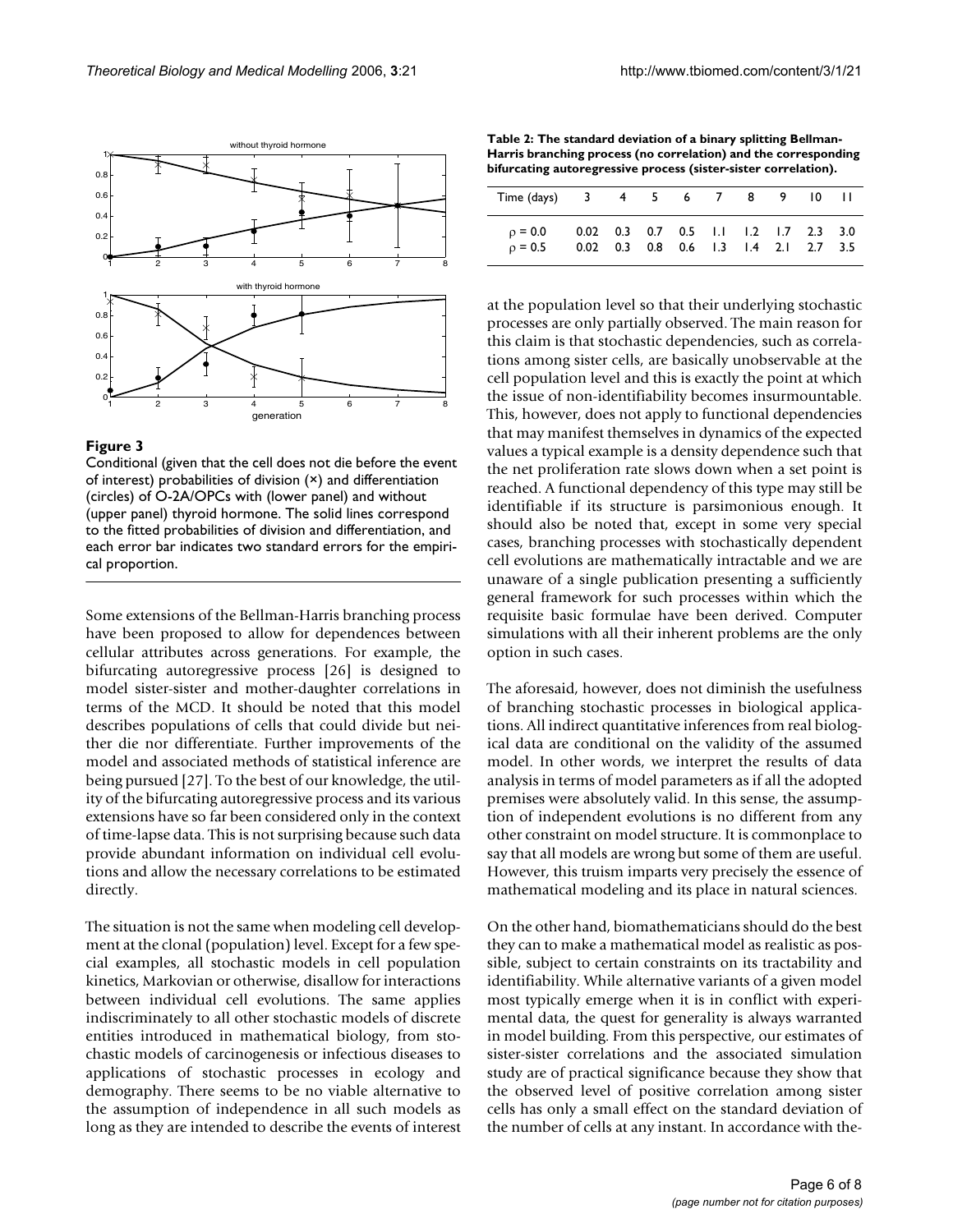without thyroid hormone

with thyroid hormone

generation

**Figure 3**

Conditional (given that the cell does not die before the event of interest) probabilities of division (×) and differentiation (circles) of O-2A/OPCs with (lower panel) and without (upper panel) thyroid hormone. The solid lines correspond to the fitted probabilities of division and differentiation, and each error bar indicates two standard errors for the empirical proportion.

Some extensions of the Bellman-Harris branching process have been proposed to allow for dependences between cellular attributes across generations. For example, the bifurcating autoregressive process [26] is designed to model sister-sister and mother-daughter correlations in terms of the MCD. It should be noted that this model describes populations of cells that could divide but neither die nor differentiate. Further improvements of the model and associated methods of statistical inference are being pursued [27]. To the best of our knowledge, the utility of the bifurcating autoregressive process and its various extensions have so far been considered only in the context of time-lapse data. This is not surprising because such data provide abundant information on individual cell evolutions and allow the necessary correlations to be estimated directly.

The situation is not the same when modeling cell development at the clonal (population) level. Except for a few special examples, all stochastic models in cell population kinetics, Markovian or otherwise, disallow for interactions between individual cell evolutions. The same applies indiscriminately to all other stochastic models of discrete entities introduced in mathematical biology, from stochastic models of carcinogenesis or infectious diseases to applications of stochastic processes in ecology and demography. There seems to be no viable alternative to the assumption of independence in all such models as long as they are intended to describe the events of interest at the population level so that their underlying stochastic processes are only partially observed. The main reason for this claim is that stochastic dependencies, such as correlations among sister cells, are basically unobservable at the cell population level and this is exactly the point at which the issue of non-identifiability becomes insurmountable. This, however, does not apply to functional dependencies that may manifest themselves in dynamics of the expected values a typical example is a density dependence such that the net proliferation rate slows down when a set point is reached. A functional dependency of this type may still be identifiable if its structure is parsimonious enough. It should also be noted that, except in some very special cases, branching processes with stochastically dependent cell evolutions are mathematically intractable and we are unaware of a single publication presenting a sufficiently general framework for such processes within which the requisite basic formulae have been derived. Computer simulations with all their inherent problems are the only option in such cases.

**Table 2: The standard deviation of a binary splitting Bellman-Harris branching process (no correlation) and the corresponding bifurcating autoregressive process (sister-sister correlation).**

| Time (days) | 3 | 4 | 5 | 6 | 7 | 8 | 9 | 10 | 11 |
|---|---|---|---|---|---|---|---|---|---|
| $\rho = 0.0$ | 0.02 | 0.3 | 0.7 | 0.5 | 1.1 | 1.2 | 1.7 | 2.3 | 3.0 |
| $\rho = 0.5$ | 0.02 | 0.3 | 0.8 | 0.6 | 1.3 | 1.4 | 2.1 | 2.7 | 3.5 |

The aforesaid, however, does not diminish the usefulness of branching stochastic processes in biological applications. All indirect quantitative inferences from real biological data are conditional on the validity of the assumed model. In other words, we interpret the results of data analysis in terms of model parameters as if all the adopted premises were absolutely valid. In this sense, the assumption of independent evolutions is no different from any other constraint on model structure. It is commonplace to say that all models are wrong but some of them are useful. However, this truism imparts very precisely the essence of mathematical modeling and its place in natural sciences.

On the other hand, biomathematicians should do the best they can to make a mathematical model as realistic as possible, subject to certain constraints on its tractability and identifiability. While alternative variants of a given model most typically emerge when it is in conflict with experimental data, the quest for generality is always warranted in model building. From this perspective, our estimates of sister-sister correlations and the associated simulation study are of practical significance because they show that the observed level of positive correlation among sister cells has only a small effect on the standard deviation of the number of cells at any instant. In accordance with the-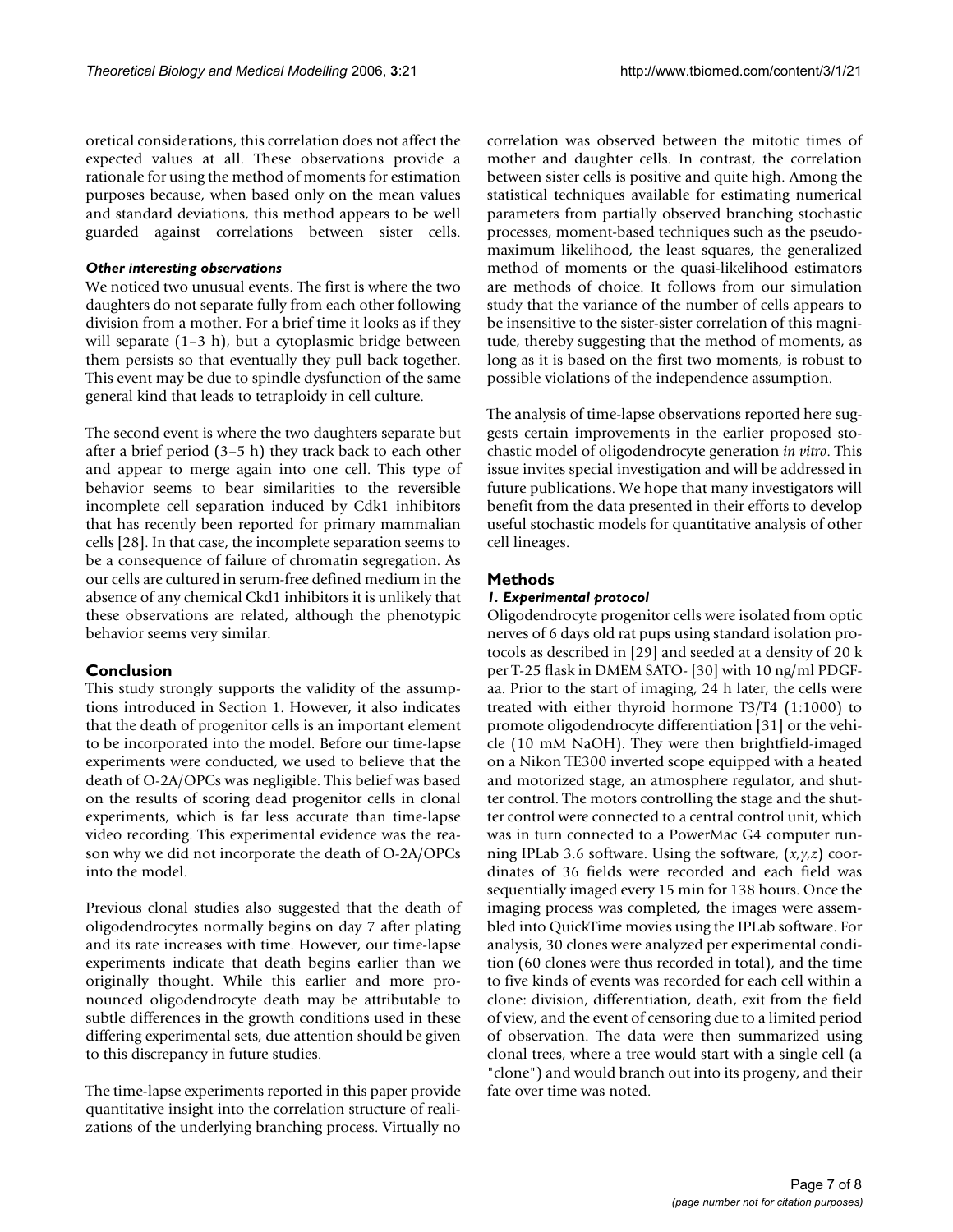oretical considerations, this correlation does not affect the expected values at all. These observations provide a rationale for using the method of moments for estimation purposes because, when based only on the mean values and standard deviations, this method appears to be well guarded against correlations between sister cells.

#### *Other interesting observations*

We noticed two unusual events. The first is where the two daughters do not separate fully from each other following division from a mother. For a brief time it looks as if they will separate (1–3 h), but a cytoplasmic bridge between them persists so that eventually they pull back together. This event may be due to spindle dysfunction of the same general kind that leads to tetraploidy in cell culture.

The second event is where the two daughters separate but after a brief period (3–5 h) they track back to each other and appear to merge again into one cell. This type of behavior seems to bear similarities to the reversible incomplete cell separation induced by Cdk1 inhibitors that has recently been reported for primary mammalian cells [28]. In that case, the incomplete separation seems to be a consequence of failure of chromatin segregation. As our cells are cultured in serum-free defined medium in the absence of any chemical Ckd1 inhibitors it is unlikely that these observations are related, although the phenotypic behavior seems very similar.

## Conclusion

This study strongly supports the validity of the assumptions introduced in Section 1. However, it also indicates that the death of progenitor cells is an important element to be incorporated into the model. Before our time-lapse experiments were conducted, we used to believe that the death of O-2A/OPCs was negligible. This belief was based on the results of scoring dead progenitor cells in clonal experiments, which is far less accurate than time-lapse video recording. This experimental evidence was the reason why we did not incorporate the death of O-2A/OPCs into the model.

Previous clonal studies also suggested that the death of oligodendrocytes normally begins on day 7 after plating and its rate increases with time. However, our time-lapse experiments indicate that death begins earlier than we originally thought. While this earlier and more pronounced oligodendrocyte death may be attributable to subtle differences in the growth conditions used in these differing experimental sets, due attention should be given to this discrepancy in future studies.

The time-lapse experiments reported in this paper provide quantitative insight into the correlation structure of realizations of the underlying branching process. Virtually no correlation was observed between the mitotic times of mother and daughter cells. In contrast, the correlation between sister cells is positive and quite high. Among the statistical techniques available for estimating numerical parameters from partially observed branching stochastic processes, moment-based techniques such as the pseudo-maximum likelihood, the least squares, the generalized method of moments or the quasi-likelihood estimators are methods of choice. It follows from our simulation study that the variance of the number of cells appears to be insensitive to the sister-sister correlation of this magnitude, thereby suggesting that the method of moments, as long as it is based on the first two moments, is robust to possible violations of the independence assumption.

The analysis of time-lapse observations reported here suggests certain improvements in the earlier proposed stochastic model of oligodendrocyte generation *in vitro*. This issue invites special investigation and will be addressed in future publications. We hope that many investigators will benefit from the data presented in their efforts to develop useful stochastic models for quantitative analysis of other cell lineages.

## Methods

### *1. Experimental protocol*

Oligodendrocyte progenitor cells were isolated from optic nerves of 6 days old rat pups using standard isolation protocols as described in [29] and seeded at a density of 20 k per T-25 flask in DMEM SATO- [30] with 10 ng/ml PDGF-aa. Prior to the start of imaging, 24 h later, the cells were treated with either thyroid hormone T3/T4 (1:1000) to promote oligodendrocyte differentiation [31] or the vehicle (10 mM NaOH). They were then brightfield-imaged on a Nikon TE300 inverted scope equipped with a heated and motorized stage, an atmosphere regulator, and shutter control. The motors controlling the stage and the shutter control were connected to a central control unit, which was in turn connected to a PowerMac G4 computer running IPLab 3.6 software. Using the software, $(x,y,z)$ coordinates of 36 fields were recorded and each field was sequentially imaged every 15 min for 138 hours. Once the imaging process was completed, the images were assembled into QuickTime movies using the IPLab software. For analysis, 30 clones were analyzed per experimental condition (60 clones were thus recorded in total), and the time to five kinds of events was recorded for each cell within a clone: division, differentiation, death, exit from the field of view, and the event of censoring due to a limited period of observation. The data were then summarized using clonal trees, where a tree would start with a single cell (a "clone") and would branch out into its progeny, and their fate over time was noted.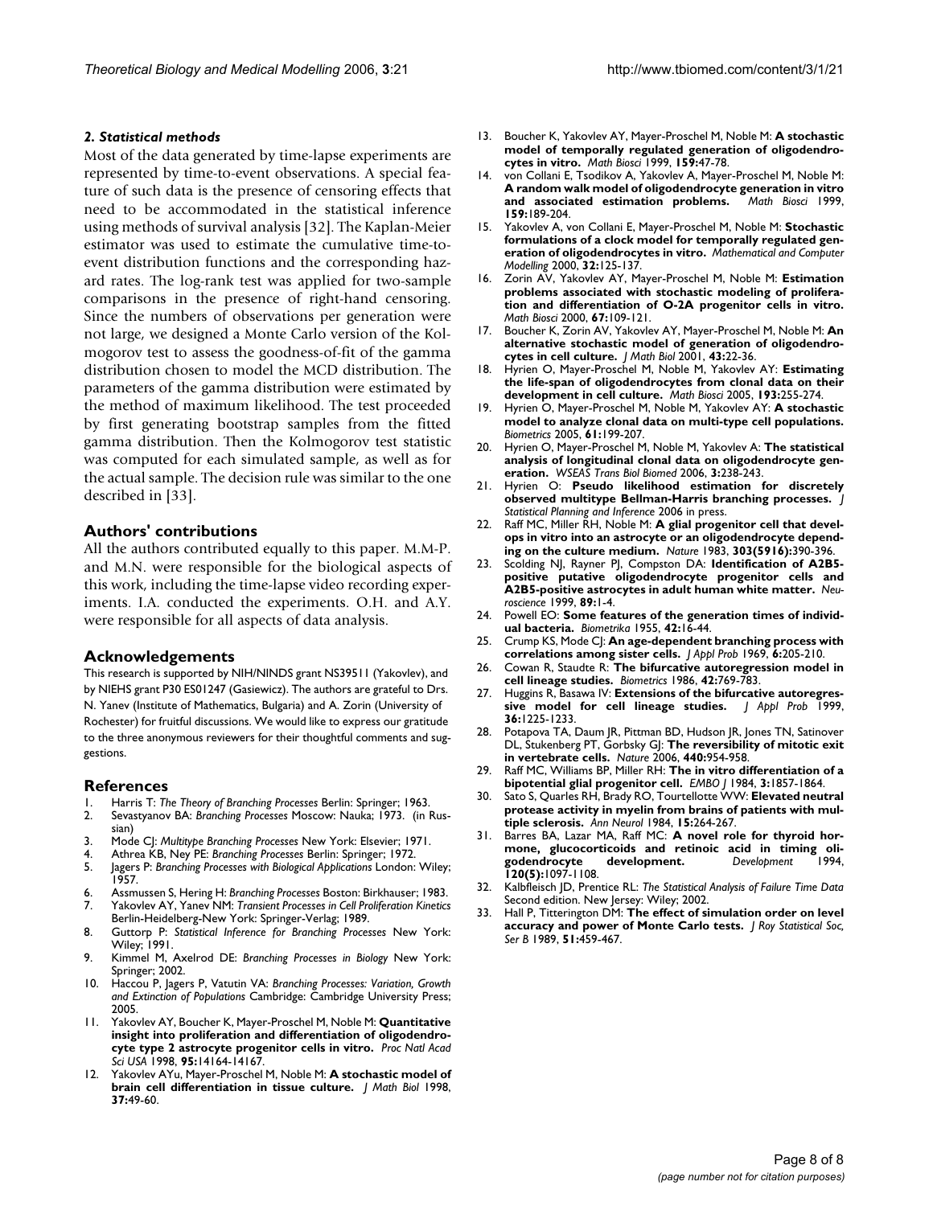### *2. Statistical methods*

Most of the data generated by time-lapse experiments are represented by time-to-event observations. A special feature of such data is the presence of censoring effects that need to be accommodated in the statistical inference using methods of survival analysis [32]. The Kaplan-Meier estimator was used to estimate the cumulative time-to-event distribution functions and the corresponding hazard rates. The log-rank test was applied for two-sample comparisons in the presence of right-hand censoring. Since the numbers of observations per generation were not large, we designed a Monte Carlo version of the Kolmogorov test to assess the goodness-of-fit of the gamma distribution chosen to model the MCD distribution. The parameters of the gamma distribution were estimated by the method of maximum likelihood. The test proceeded by first generating bootstrap samples from the fitted gamma distribution. Then the Kolmogorov test statistic was computed for each simulated sample, as well as for the actual sample. The decision rule was similar to the one described in [33].

## Authors' contributions

All the authors contributed equally to this paper. M.M-P. and M.N. were responsible for the biological aspects of this work, including the time-lapse video recording experiments. I.A. conducted the experiments. O.H. and A.Y. were responsible for all aspects of data analysis.

## Acknowledgements

This research is supported by NIH/NINDS grant NS39511 (Yakovlev), and by NIEHS grant P30 ES01247 (Gasiewicz). The authors are grateful to Drs. N. Yanev (Institute of Mathematics, Bulgaria) and A. Zorin (University of Rochester) for fruitful discussions. We would like to express our gratitude to the three anonymous reviewers for their thoughtful comments and suggestions.

## References

1. Harris T: *The Theory of Branching Processes* Berlin: Springer; 1963.
2. Sevastyanov BA: *Branching Processes* Moscow: Nauka; 1973. (in Russian)
3. Mode CJ: *Multitype Branching Processes* New York: Elsevier; 1971.
4. Athrea KB, Ney PE: *Branching Processes* Berlin: Springer; 1972.
5. Jagers P: *Branching Processes with Biological Applications* London: Wiley; 1957.
6. Assmussen S, Hering H: *Branching Processes* Boston: Birkhauser; 1983.
7. Yakovlev AY, Yanev NM: *Transient Processes in Cell Proliferation Kinetics* Berlin-Heidelberg-New York: Springer-Verlag; 1989.
8. Guttorp P: *Statistical Inference for Branching Processes* New York: Wiley; 1991.
9. Kimmel M, Axelrod DE: *Branching Processes in Biology* New York: Springer; 2002.
10. Haccou P, Jagers P, Vatutin VA: *Branching Processes: Variation, Growth and Extinction of Populations* Cambridge: Cambridge University Press; 2005.
11. Yakovlev AY, Boucher K, Mayer-Proschel M, Noble M: **Quantitative insight into proliferation and differentiation of oligodendrocyte type 2 astrocyte progenitor cells in vitro.** *Proc Natl Acad Sci USA* 1998, **95:**14164-14167.
12. Yakovlev AYu, Mayer-Proschel M, Noble M: **A stochastic model of brain cell differentiation in tissue culture.** *J Math Biol* 1998, **37:**49-60.
13. Boucher K, Yakovlev AY, Mayer-Proschel M, Noble M: **A stochastic model of temporally regulated generation of oligodendrocytes in vitro.** *Math Biosci* 1999, **159:**47-78.
14. von Collani E, Tsodikov A, Yakovlev A, Mayer-Proschel M, Noble M: **A random walk model of oligodendrocyte generation in vitro and associated estimation problems.** *Math Biosci* 1999, **159:**189-204.
15. Yakovlev A, von Collani E, Mayer-Proschel M, Noble M: **Stochastic formulations of a clock model for temporally regulated generation of oligodendrocytes in vitro.** *Mathematical and Computer Modelling* 2000, **32:**125-137.
16. Zorin AV, Yakovlev AY, Mayer-Proschel M, Noble M: **Estimation problems associated with stochastic modeling of proliferation and differentiation of O-2A progenitor cells in vitro.** *Math Biosci* 2000, **67:**109-121.
17. Boucher K, Zorin AV, Yakovlev AY, Mayer-Proschel M, Noble M: **An alternative stochastic model of generation of oligodendrocytes in cell culture.** *J Math Biol* 2001, **43:**22-36.
18. Hyrien O, Mayer-Proschel M, Noble M, Yakovlev AY: **Estimating the life-span of oligodendrocytes from clonal data on their development in cell culture.** *Math Biosci* 2005, **193:**255-274.
19. Hyrien O, Mayer-Proschel M, Noble M, Yakovlev AY: **A stochastic model to analyze clonal data on multi-type cell populations.** *Biometrics* 2005, **61:**199-207.
20. Hyrien O, Mayer-Proschel M, Noble M, Yakovlev A: **The statistical analysis of longitudinal clonal data on oligodendrocyte generation.** *WSEAS Trans Biol Biomed* 2006, **3:**238-243.
21. Hyrien O: **Pseudo likelihood estimation for discretely observed multitype Bellman-Harris branching processes.** *J Statistical Planning and Inference* 2006 in press.
22. Raff MC, Miller RH, Noble M: **A glial progenitor cell that develops in vitro into an astrocyte or an oligodendrocyte depending on the culture medium.** *Nature* 1983, **303(5916):**390-396.
23. Scolding NJ, Rayner PJ, Compston DA: **Identification of A2B5-positive putative oligodendrocyte progenitor cells and A2B5-positive astrocytes in adult human white matter.** *Neuroscience* 1999, **89:**1-4.
24. Powell EO: **Some features of the generation times of individual bacteria.** *Biometrika* 1955, **42:**16-44.
25. Crump KS, Mode CJ: **An age-dependent branching process with correlations among sister cells.** *J Appl Prob* 1969, **6:**205-210.
26. Cowan R, Staudte R: **The bifurcative autoregression model in cell lineage studies.** *Biometrics* 1986, **42:**769-783.
27. Huggins R, Basawa IV: **Extensions of the bifurcative autoregressive model for cell lineage studies.** *J Appl Prob* 1999, **36:**1225-1233.
28. Potapova TA, Daum JR, Pittman BD, Hudson JR, Jones TN, Satinover DL, Stukenberg PT, Gorbsky GJ: **The reversibility of mitotic exit in vertebrate cells.** *Nature* 2006, **440:**954-958.
29. Raff MC, Williams BP, Miller RH: **The in vitro differentiation of a bipotential glial progenitor cell.** *EMBO J* 1984, **3:**1857-1864.
30. Sato S, Quarles RH, Brady RO, Tourtellotte WW: **Elevated neutral protease activity in myelin from brains of patients with multiple sclerosis.** *Ann Neurol* 1984, **15:**264-267.
31. Barres BA, Lazar MA, Raff MC: **A novel role for thyroid hormone, glucocorticoids and retinoic acid in timing oligodendrocyte development.** *Development* 1994, **120(5):**1097-1108.
32. Kalbfleisch JD, Prentice RL: *The Statistical Analysis of Failure Time Data* Second edition. New Jersey: Wiley; 2002.
33. Hall P, Titterington DM: **The effect of simulation order on level accuracy and power of Monte Carlo tests.** *J Roy Statistical Soc, Ser B* 1989, **51:**459-467.